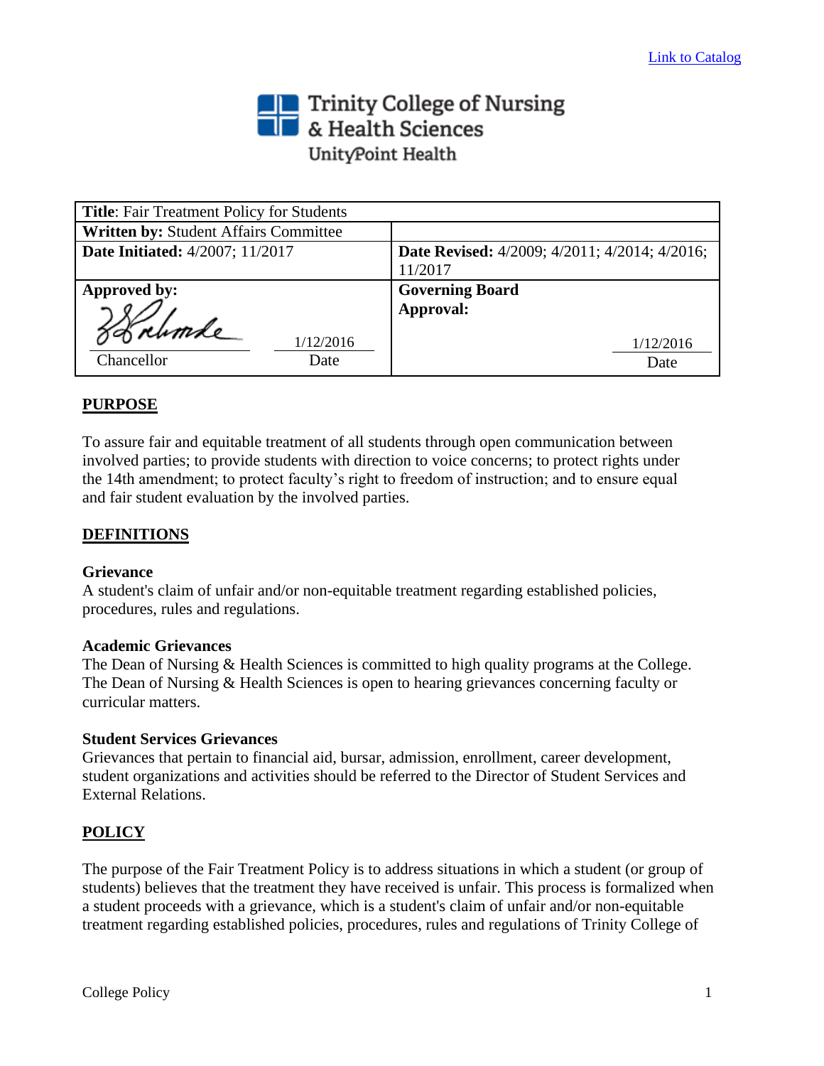[Link to Catalog]

Trinity College of Nursing & Health Sciences
UnityPoint Health

| **Title**: Fair Treatment Policy for Students | |
|---|---|
| **Written by:** Student Affairs Committee | |
| **Date Initiated:** 4/2007; 11/2017 | **Date Revised:** 4/2009; 4/2011; 4/2014; 4/2016; 11/2017 |
| **Approved by:** Chancellor — 1/12/2016 Date | **Governing Board Approval:** 1/12/2016 Date |

## PURPOSE

To assure fair and equitable treatment of all students through open communication between involved parties; to provide students with direction to voice concerns; to protect rights under the 14th amendment; to protect faculty's right to freedom of instruction; and to ensure equal and fair student evaluation by the involved parties.

## DEFINITIONS

**Grievance**
A student's claim of unfair and/or non-equitable treatment regarding established policies, procedures, rules and regulations.

**Academic Grievances**
The Dean of Nursing & Health Sciences is committed to high quality programs at the College. The Dean of Nursing & Health Sciences is open to hearing grievances concerning faculty or curricular matters.

**Student Services Grievances**
Grievances that pertain to financial aid, bursar, admission, enrollment, career development, student organizations and activities should be referred to the Director of Student Services and External Relations.

## POLICY

The purpose of the Fair Treatment Policy is to address situations in which a student (or group of students) believes that the treatment they have received is unfair. This process is formalized when a student proceeds with a grievance, which is a student's claim of unfair and/or non-equitable treatment regarding established policies, procedures, rules and regulations of Trinity College of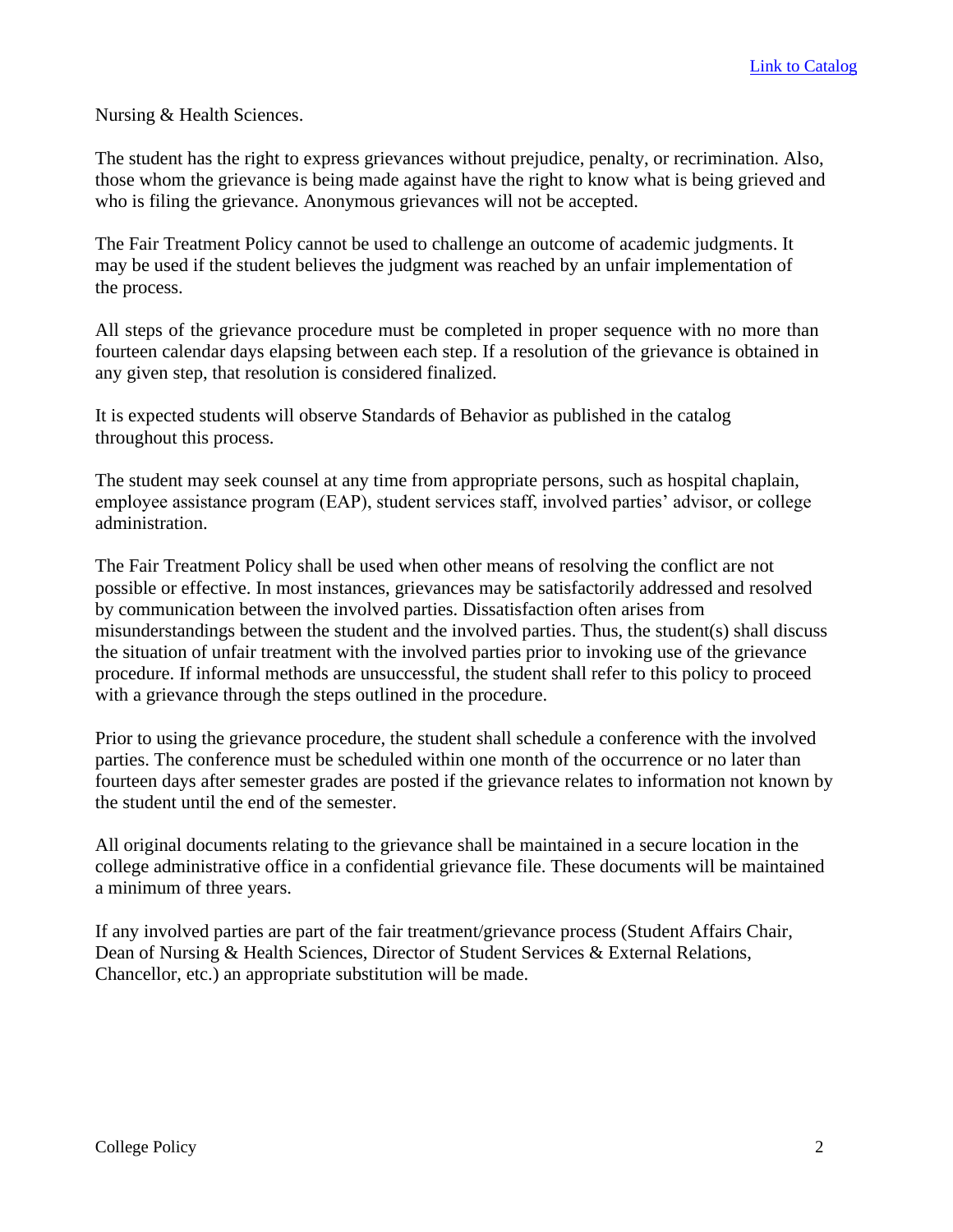Nursing & Health Sciences.

The student has the right to express grievances without prejudice, penalty, or recrimination. Also, those whom the grievance is being made against have the right to know what is being grieved and who is filing the grievance. Anonymous grievances will not be accepted.

The Fair Treatment Policy cannot be used to challenge an outcome of academic judgments. It may be used if the student believes the judgment was reached by an unfair implementation of the process.

All steps of the grievance procedure must be completed in proper sequence with no more than fourteen calendar days elapsing between each step. If a resolution of the grievance is obtained in any given step, that resolution is considered finalized.

It is expected students will observe Standards of Behavior as published in the catalog throughout this process.

The student may seek counsel at any time from appropriate persons, such as hospital chaplain, employee assistance program (EAP), student services staff, involved parties' advisor, or college administration.

The Fair Treatment Policy shall be used when other means of resolving the conflict are not possible or effective. In most instances, grievances may be satisfactorily addressed and resolved by communication between the involved parties. Dissatisfaction often arises from misunderstandings between the student and the involved parties. Thus, the student(s) shall discuss the situation of unfair treatment with the involved parties prior to invoking use of the grievance procedure. If informal methods are unsuccessful, the student shall refer to this policy to proceed with a grievance through the steps outlined in the procedure.

Prior to using the grievance procedure, the student shall schedule a conference with the involved parties. The conference must be scheduled within one month of the occurrence or no later than fourteen days after semester grades are posted if the grievance relates to information not known by the student until the end of the semester.

All original documents relating to the grievance shall be maintained in a secure location in the college administrative office in a confidential grievance file. These documents will be maintained a minimum of three years.

If any involved parties are part of the fair treatment/grievance process (Student Affairs Chair, Dean of Nursing & Health Sciences, Director of Student Services & External Relations, Chancellor, etc.) an appropriate substitution will be made.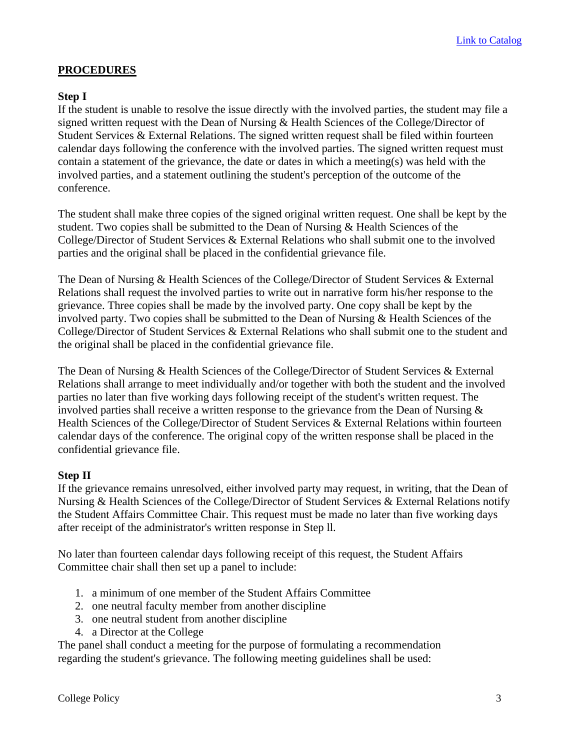[Link to Catalog]

## PROCEDURES

### Step I

If the student is unable to resolve the issue directly with the involved parties, the student may file a signed written request with the Dean of Nursing & Health Sciences of the College/Director of Student Services & External Relations. The signed written request shall be filed within fourteen calendar days following the conference with the involved parties. The signed written request must contain a statement of the grievance, the date or dates in which a meeting(s) was held with the involved parties, and a statement outlining the student's perception of the outcome of the conference.

The student shall make three copies of the signed original written request. One shall be kept by the student. Two copies shall be submitted to the Dean of Nursing & Health Sciences of the College/Director of Student Services & External Relations who shall submit one to the involved parties and the original shall be placed in the confidential grievance file.

The Dean of Nursing & Health Sciences of the College/Director of Student Services & External Relations shall request the involved parties to write out in narrative form his/her response to the grievance. Three copies shall be made by the involved party. One copy shall be kept by the involved party. Two copies shall be submitted to the Dean of Nursing & Health Sciences of the College/Director of Student Services & External Relations who shall submit one to the student and the original shall be placed in the confidential grievance file.

The Dean of Nursing & Health Sciences of the College/Director of Student Services & External Relations shall arrange to meet individually and/or together with both the student and the involved parties no later than five working days following receipt of the student's written request. The involved parties shall receive a written response to the grievance from the Dean of Nursing & Health Sciences of the College/Director of Student Services & External Relations within fourteen calendar days of the conference. The original copy of the written response shall be placed in the confidential grievance file.

### Step II

If the grievance remains unresolved, either involved party may request, in writing, that the Dean of Nursing & Health Sciences of the College/Director of Student Services & External Relations notify the Student Affairs Committee Chair. This request must be made no later than five working days after receipt of the administrator's written response in Step ll.

No later than fourteen calendar days following receipt of this request, the Student Affairs Committee chair shall then set up a panel to include:

1. a minimum of one member of the Student Affairs Committee
2. one neutral faculty member from another discipline
3. one neutral student from another discipline
4. a Director at the College

The panel shall conduct a meeting for the purpose of formulating a recommendation regarding the student's grievance. The following meeting guidelines shall be used: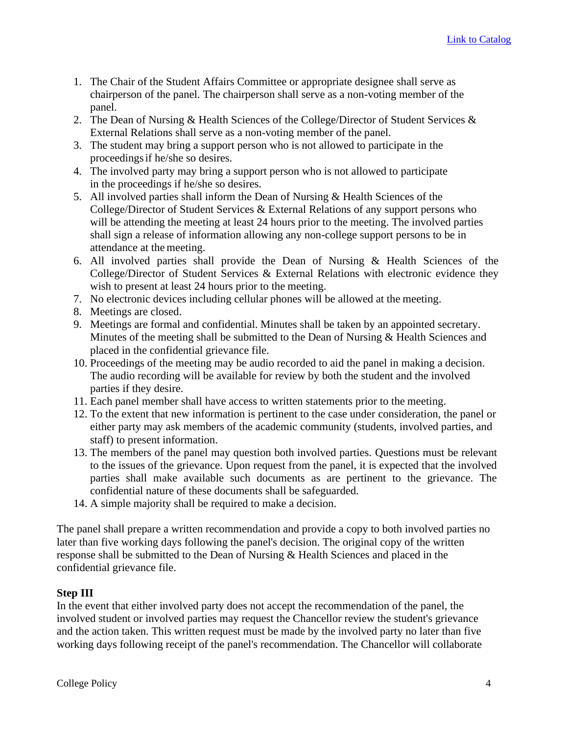[Link to Catalog]

1. The Chair of the Student Affairs Committee or appropriate designee shall serve as chairperson of the panel. The chairperson shall serve as a non-voting member of the panel.
2. The Dean of Nursing & Health Sciences of the College/Director of Student Services & External Relations shall serve as a non-voting member of the panel.
3. The student may bring a support person who is not allowed to participate in the proceedings if he/she so desires.
4. The involved party may bring a support person who is not allowed to participate in the proceedings if he/she so desires.
5. All involved parties shall inform the Dean of Nursing & Health Sciences of the College/Director of Student Services & External Relations of any support persons who will be attending the meeting at least 24 hours prior to the meeting. The involved parties shall sign a release of information allowing any non-college support persons to be in attendance at the meeting.
6. All involved parties shall provide the Dean of Nursing & Health Sciences of the College/Director of Student Services & External Relations with electronic evidence they wish to present at least 24 hours prior to the meeting.
7. No electronic devices including cellular phones will be allowed at the meeting.
8. Meetings are closed.
9. Meetings are formal and confidential. Minutes shall be taken by an appointed secretary. Minutes of the meeting shall be submitted to the Dean of Nursing & Health Sciences and placed in the confidential grievance file.
10. Proceedings of the meeting may be audio recorded to aid the panel in making a decision. The audio recording will be available for review by both the student and the involved parties if they desire.
11. Each panel member shall have access to written statements prior to the meeting.
12. To the extent that new information is pertinent to the case under consideration, the panel or either party may ask members of the academic community (students, involved parties, and staff) to present information.
13. The members of the panel may question both involved parties. Questions must be relevant to the issues of the grievance. Upon request from the panel, it is expected that the involved parties shall make available such documents as are pertinent to the grievance. The confidential nature of these documents shall be safeguarded.
14. A simple majority shall be required to make a decision.

The panel shall prepare a written recommendation and provide a copy to both involved parties no later than five working days following the panel's decision. The original copy of the written response shall be submitted to the Dean of Nursing & Health Sciences and placed in the confidential grievance file.

**Step III**

In the event that either involved party does not accept the recommendation of the panel, the involved student or involved parties may request the Chancellor review the student's grievance and the action taken. This written request must be made by the involved party no later than five working days following receipt of the panel's recommendation. The Chancellor will collaborate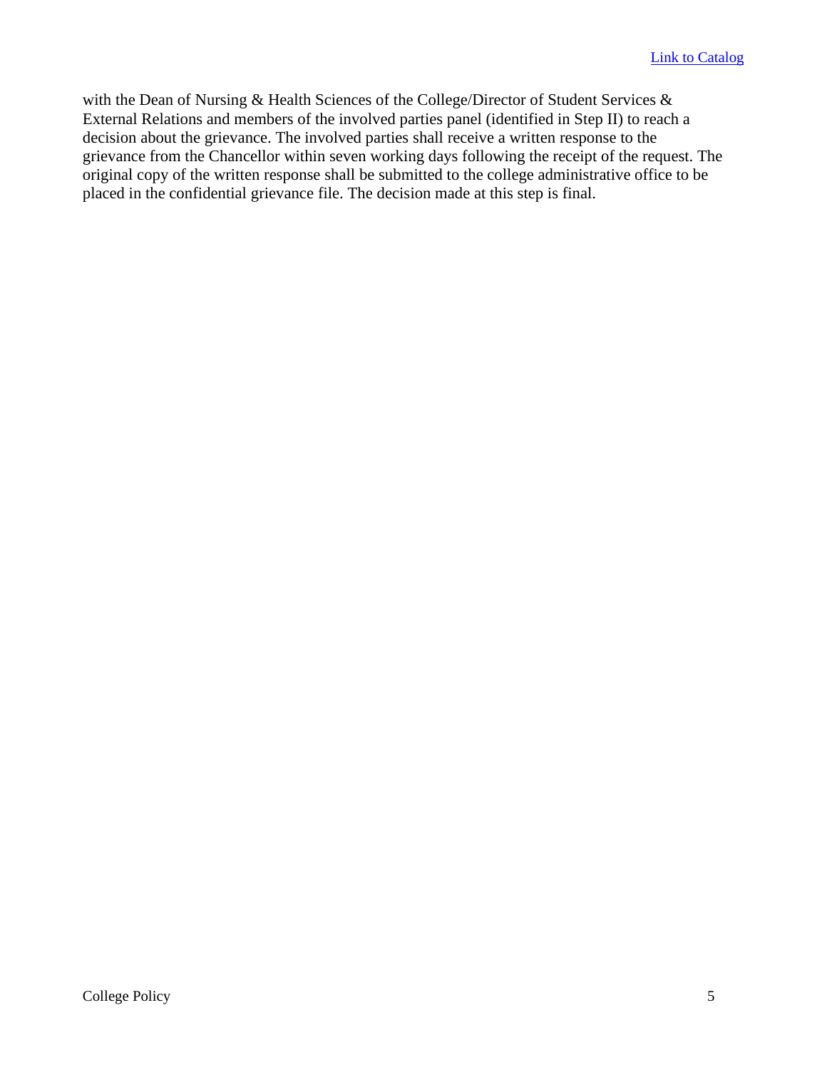with the Dean of Nursing & Health Sciences of the College/Director of Student Services & External Relations and members of the involved parties panel (identified in Step II) to reach a decision about the grievance. The involved parties shall receive a written response to the grievance from the Chancellor within seven working days following the receipt of the request. The original copy of the written response shall be submitted to the college administrative office to be placed in the confidential grievance file. The decision made at this step is final.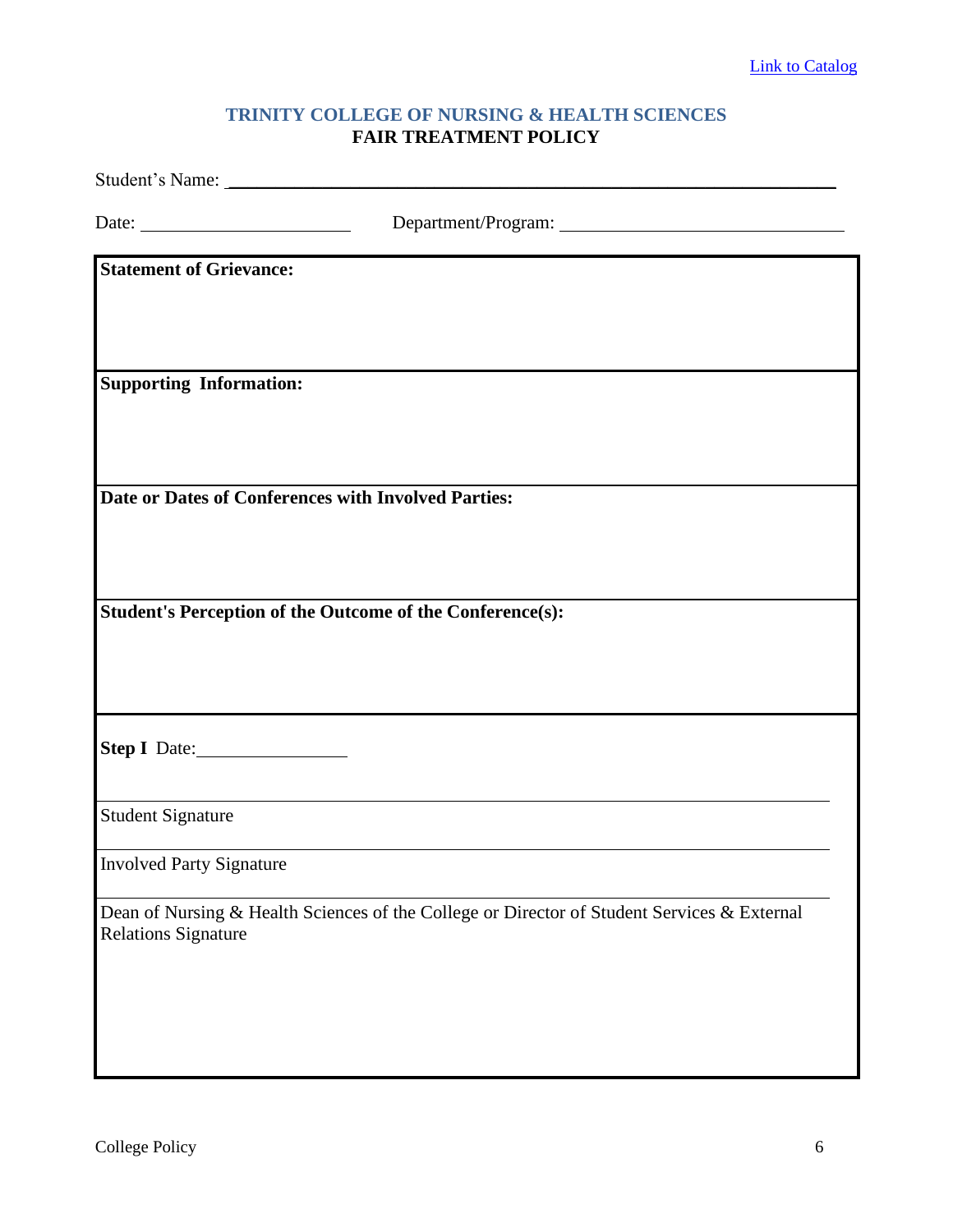[Link to Catalog]

## TRINITY COLLEGE OF NURSING & HEALTH SCIENCES
## FAIR TREATMENT POLICY

Student's Name: ______________________________________________

Date: ______________________ Department/Program: ______________________________

**Statement of Grievance:**

**Supporting Information:**

**Date or Dates of Conferences with Involved Parties:**

**Student's Perception of the Outcome of the Conference(s):**

**Step I** Date: ______________

______________________________________________

Student Signature

______________________________________________

Involved Party Signature

______________________________________________

Dean of Nursing & Health Sciences of the College or Director of Student Services & External Relations Signature

College Policy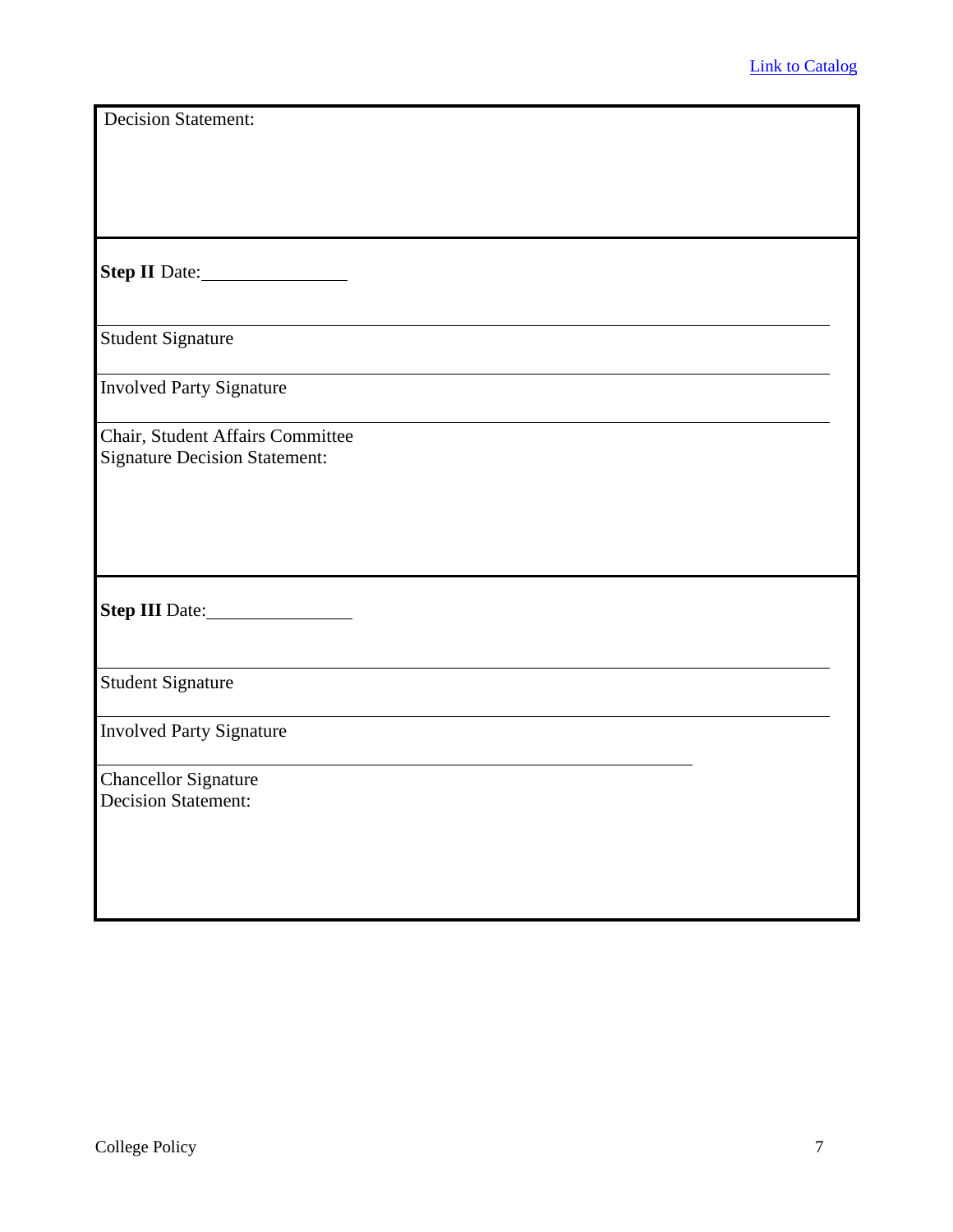[Link to Catalog]

Decision Statement:

**Step II** Date:________________

_______________________________________________
Student Signature

_______________________________________________
Involved Party Signature

_______________________________________________
Chair, Student Affairs Committee
Signature Decision Statement:

**Step III** Date:________________

_______________________________________________
Student Signature

_______________________________________________
Involved Party Signature

_______________________________________________
Chancellor Signature
Decision Statement:

College Policy